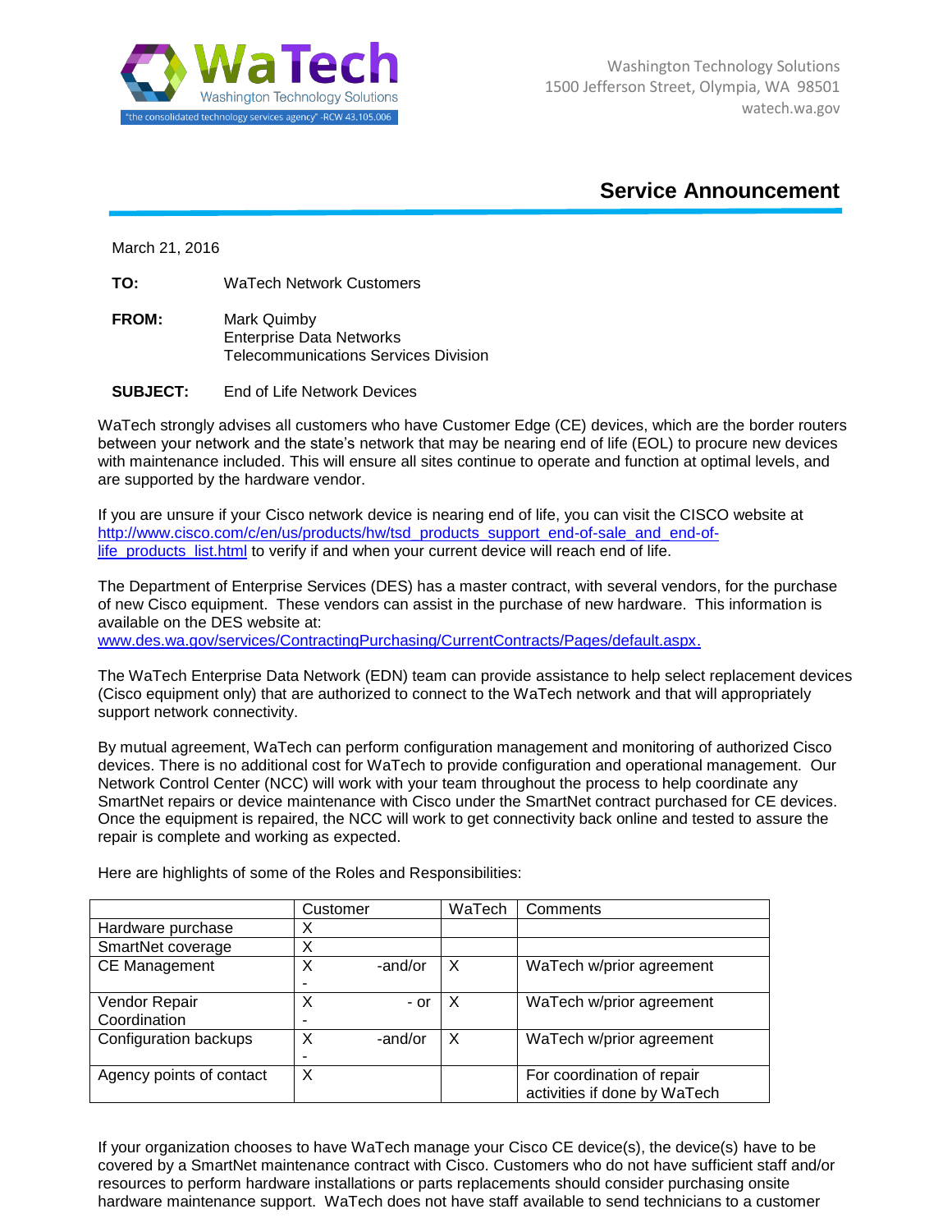**WaTech**
Washington Technology Solutions
"the consolidated technology services agency" -RCW 43.105.006

Washington Technology Solutions
1500 Jefferson Street, Olympia, WA 98501
watech.wa.gov

# Service Announcement

March 21, 2016

**TO:** WaTech Network Customers

**FROM:** Mark Quimby
Enterprise Data Networks
Telecommunications Services Division

**SUBJECT:** End of Life Network Devices

WaTech strongly advises all customers who have Customer Edge (CE) devices, which are the border routers between your network and the state's network that may be nearing end of life (EOL) to procure new devices with maintenance included. This will ensure all sites continue to operate and function at optimal levels, and are supported by the hardware vendor.

If you are unsure if your Cisco network device is nearing end of life, you can visit the CISCO website at [http://www.cisco.com/c/en/us/products/hw/tsd_products_support_end-of-sale_and_end-of-life_products_list.html](http://www.cisco.com/c/en/us/products/hw/tsd_products_support_end-of-sale_and_end-of-life_products_list.html) to verify if and when your current device will reach end of life.

The Department of Enterprise Services (DES) has a master contract, with several vendors, for the purchase of new Cisco equipment. These vendors can assist in the purchase of new hardware. This information is available on the DES website at:
[www.des.wa.gov/services/ContractingPurchasing/CurrentContracts/Pages/default.aspx.](www.des.wa.gov/services/ContractingPurchasing/CurrentContracts/Pages/default.aspx)

The WaTech Enterprise Data Network (EDN) team can provide assistance to help select replacement devices (Cisco equipment only) that are authorized to connect to the WaTech network and that will appropriately support network connectivity.

By mutual agreement, WaTech can perform configuration management and monitoring of authorized Cisco devices. There is no additional cost for WaTech to provide configuration and operational management. Our Network Control Center (NCC) will work with your team throughout the process to help coordinate any SmartNet repairs or device maintenance with Cisco under the SmartNet contract purchased for CE devices. Once the equipment is repaired, the NCC will work to get connectivity back online and tested to assure the repair is complete and working as expected.

Here are highlights of some of the Roles and Responsibilities:

| | Customer | WaTech | Comments |
|---|---|---|---|
| Hardware purchase | X | | |
| SmartNet coverage | X | | |
| CE Management | X -and/or- | X | WaTech w/prior agreement |
| Vendor Repair Coordination | X - or - | X | WaTech w/prior agreement |
| Configuration backups | X -and/or- | X | WaTech w/prior agreement |
| Agency points of contact | X | | For coordination of repair activities if done by WaTech |

If your organization chooses to have WaTech manage your Cisco CE device(s), the device(s) have to be covered by a SmartNet maintenance contract with Cisco. Customers who do not have sufficient staff and/or resources to perform hardware installations or parts replacements should consider purchasing onsite hardware maintenance support. WaTech does not have staff available to send technicians to a customer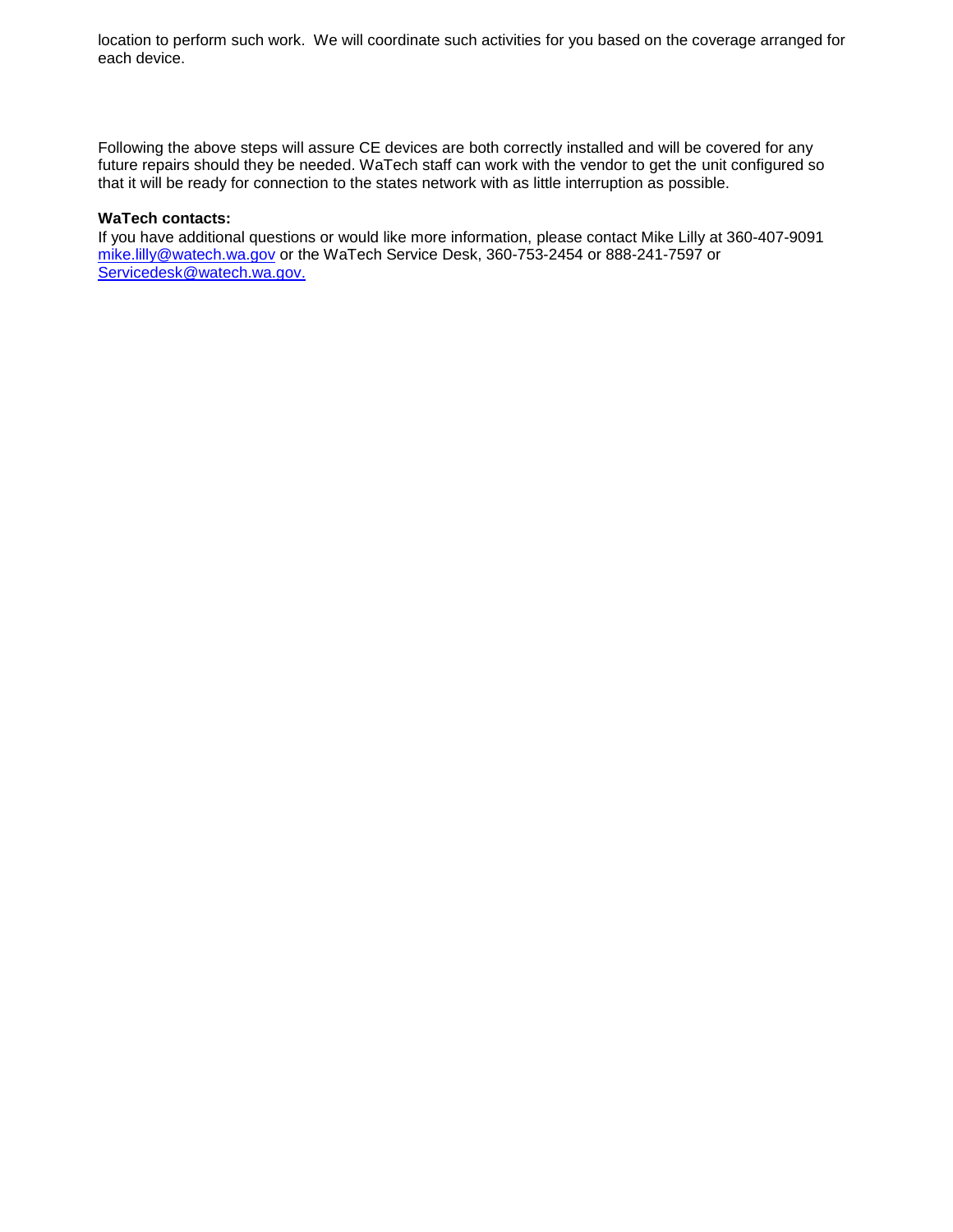location to perform such work.  We will coordinate such activities for you based on the coverage arranged for each device.

Following the above steps will assure CE devices are both correctly installed and will be covered for any future repairs should they be needed. WaTech staff can work with the vendor to get the unit configured so that it will be ready for connection to the states network with as little interruption as possible.

**WaTech contacts:**
If you have additional questions or would like more information, please contact Mike Lilly at 360-407-9091 mike.lilly@watech.wa.gov or the WaTech Service Desk, 360-753-2454 or 888-241-7597 or Servicedesk@watech.wa.gov.